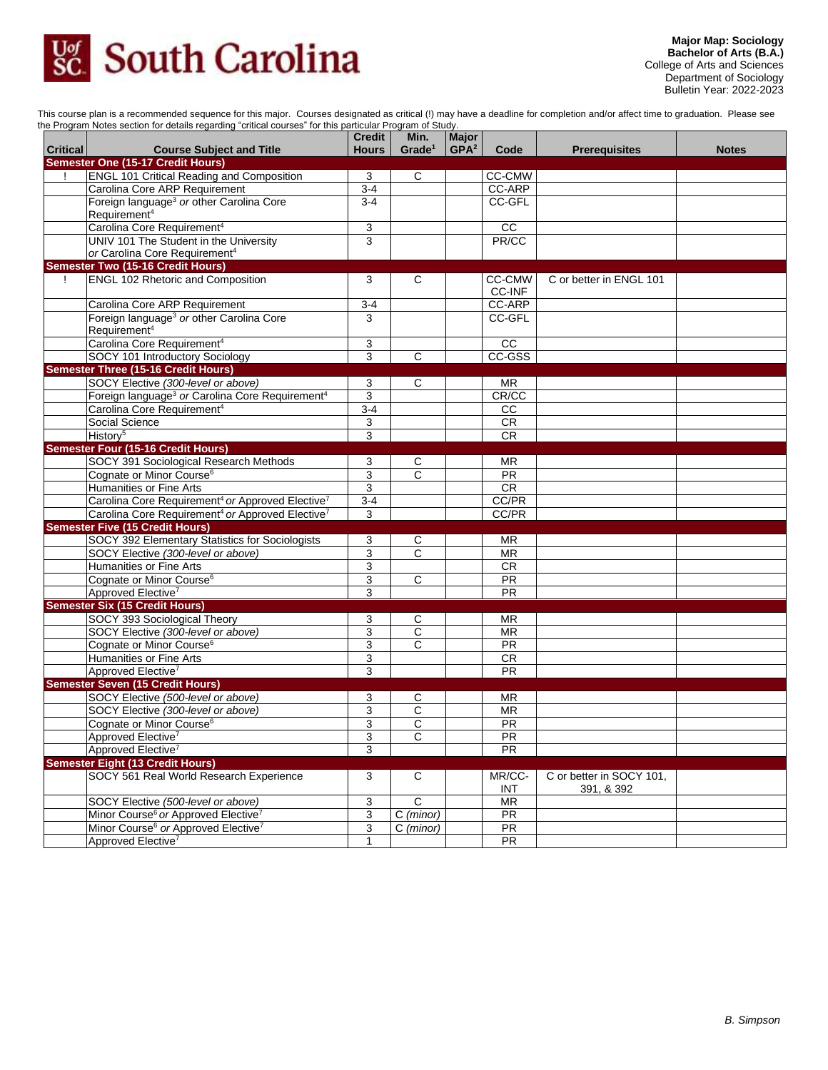# South Carolina

**Major Map: Sociology**
**Bachelor of Arts (B.A.)**
College of Arts and Sciences
Department of Sociology
Bulletin Year: 2022-2023

This course plan is a recommended sequence for this major. Courses designated as critical (!) may have a deadline for completion and/or affect time to graduation. Please see the Program Notes section for details regarding "critical courses" for this particular Program of Study.

| Critical | Course Subject and Title | Credit Hours | Min. Grade[1] | Major GPA[2] | Code | Prerequisites | Notes |
|---|---|---|---|---|---|---|---|
| **Semester One (15-17 Credit Hours)** | | | | | | | |
| ! | ENGL 101 Critical Reading and Composition | 3 | C | | CC-CMW | | |
| | Carolina Core ARP Requirement | 3-4 | | | CC-ARP | | |
| | Foreign language[3] *or* other Carolina Core Requirement[4] | 3-4 | | | CC-GFL | | |
| | Carolina Core Requirement[4] | 3 | | | CC | | |
| | UNIV 101 The Student in the University *or* Carolina Core Requirement[4] | 3 | | | PR/CC | | |
| **Semester Two (15-16 Credit Hours)** | | | | | | | |
| ! | ENGL 102 Rhetoric and Composition | 3 | C | | CC-CMW CC-INF | C or better in ENGL 101 | |
| | Carolina Core ARP Requirement | 3-4 | | | CC-ARP | | |
| | Foreign language[3] *or* other Carolina Core Requirement[4] | 3 | | | CC-GFL | | |
| | Carolina Core Requirement[4] | 3 | | | CC | | |
| | SOCY 101 Introductory Sociology | 3 | C | | CC-GSS | | |
| **Semester Three (15-16 Credit Hours)** | | | | | | | |
| | SOCY Elective *(300-level or above)* | 3 | C | | MR | | |
| | Foreign language[3] *or* Carolina Core Requirement[4] | 3 | | | CR/CC | | |
| | Carolina Core Requirement[4] | 3-4 | | | CC | | |
| | Social Science | 3 | | | CR | | |
| | History[5] | 3 | | | CR | | |
| **Semester Four (15-16 Credit Hours)** | | | | | | | |
| | SOCY 391 Sociological Research Methods | 3 | C | | MR | | |
| | Cognate or Minor Course[6] | 3 | C | | PR | | |
| | Humanities or Fine Arts | 3 | | | CR | | |
| | Carolina Core Requirement[4] *or* Approved Elective[7] | 3-4 | | | CC/PR | | |
| | Carolina Core Requirement[4] *or* Approved Elective[7] | 3 | | | CC/PR | | |
| **Semester Five (15 Credit Hours)** | | | | | | | |
| | SOCY 392 Elementary Statistics for Sociologists | 3 | C | | MR | | |
| | SOCY Elective *(300-level or above)* | 3 | C | | MR | | |
| | Humanities or Fine Arts | 3 | | | CR | | |
| | Cognate or Minor Course[6] | 3 | C | | PR | | |
| | Approved Elective[7] | 3 | | | PR | | |
| **Semester Six (15 Credit Hours)** | | | | | | | |
| | SOCY 393 Sociological Theory | 3 | C | | MR | | |
| | SOCY Elective *(300-level or above)* | 3 | C | | MR | | |
| | Cognate or Minor Course[6] | 3 | C | | PR | | |
| | Humanities or Fine Arts | 3 | | | CR | | |
| | Approved Elective[7] | 3 | | | PR | | |
| **Semester Seven (15 Credit Hours)** | | | | | | | |
| | SOCY Elective *(500-level or above)* | 3 | C | | MR | | |
| | SOCY Elective *(300-level or above)* | 3 | C | | MR | | |
| | Cognate or Minor Course[6] | 3 | C | | PR | | |
| | Approved Elective[7] | 3 | C | | PR | | |
| | Approved Elective[7] | 3 | | | PR | | |
| **Semester Eight (13 Credit Hours)** | | | | | | | |
| | SOCY 561 Real World Research Experience | 3 | C | | MR/CC-INT | C or better in SOCY 101, 391, & 392 | |
| | SOCY Elective *(500-level or above)* | 3 | C | | MR | | |
| | Minor Course[6] *or* Approved Elective[7] | 3 | C *(minor)* | | PR | | |
| | Minor Course[6] *or* Approved Elective[7] | 3 | C *(minor)* | | PR | | |
| | Approved Elective[7] | 1 | | | PR | | |

*B. Simpson*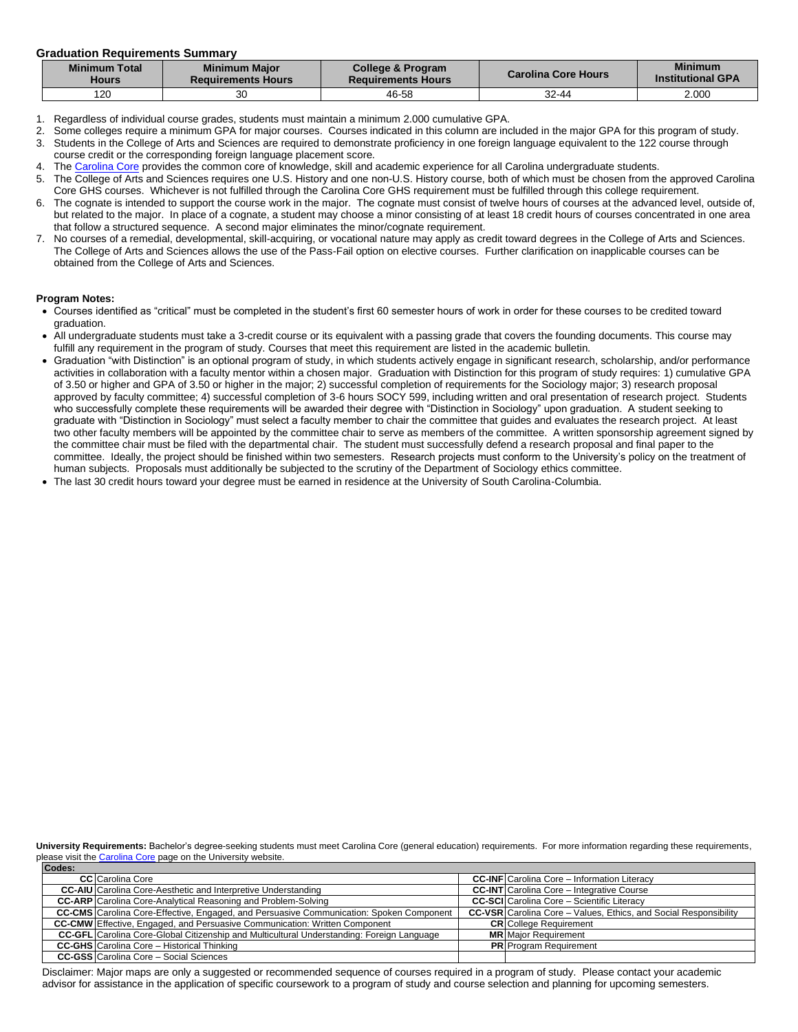**Graduation Requirements Summary**

| Minimum Total Hours | Minimum Major Requirements Hours | College & Program Requirements Hours | Carolina Core Hours | Minimum Institutional GPA |
|---|---|---|---|---|
| 120 | 30 | 46-58 | 32-44 | 2.000 |

1. Regardless of individual course grades, students must maintain a minimum 2.000 cumulative GPA.
2. Some colleges require a minimum GPA for major courses. Courses indicated in this column are included in the major GPA for this program of study.
3. Students in the College of Arts and Sciences are required to demonstrate proficiency in one foreign language equivalent to the 122 course through course credit or the corresponding foreign language placement score.
4. The Carolina Core provides the common core of knowledge, skill and academic experience for all Carolina undergraduate students.
5. The College of Arts and Sciences requires one U.S. History and one non-U.S. History course, both of which must be chosen from the approved Carolina Core GHS courses. Whichever is not fulfilled through the Carolina Core GHS requirement must be fulfilled through this college requirement.
6. The cognate is intended to support the course work in the major. The cognate must consist of twelve hours of courses at the advanced level, outside of, but related to the major. In place of a cognate, a student may choose a minor consisting of at least 18 credit hours of courses concentrated in one area that follow a structured sequence. A second major eliminates the minor/cognate requirement.
7. No courses of a remedial, developmental, skill-acquiring, or vocational nature may apply as credit toward degrees in the College of Arts and Sciences. The College of Arts and Sciences allows the use of the Pass-Fail option on elective courses. Further clarification on inapplicable courses can be obtained from the College of Arts and Sciences.

**Program Notes:**

- Courses identified as "critical" must be completed in the student's first 60 semester hours of work in order for these courses to be credited toward graduation.
- All undergraduate students must take a 3-credit course or its equivalent with a passing grade that covers the founding documents. This course may fulfill any requirement in the program of study. Courses that meet this requirement are listed in the academic bulletin.
- Graduation "with Distinction" is an optional program of study, in which students actively engage in significant research, scholarship, and/or performance activities in collaboration with a faculty mentor within a chosen major. Graduation with Distinction for this program of study requires: 1) cumulative GPA of 3.50 or higher and GPA of 3.50 or higher in the major; 2) successful completion of requirements for the Sociology major; 3) research proposal approved by faculty committee; 4) successful completion of 3-6 hours SOCY 599, including written and oral presentation of research project. Students who successfully complete these requirements will be awarded their degree with "Distinction in Sociology" upon graduation. A student seeking to graduate with "Distinction in Sociology" must select a faculty member to chair the committee that guides and evaluates the research project. At least two other faculty members will be appointed by the committee chair to serve as members of the committee. A written sponsorship agreement signed by the committee chair must be filed with the departmental chair. The student must successfully defend a research proposal and final paper to the committee. Ideally, the project should be finished within two semesters. Research projects must conform to the University's policy on the treatment of human subjects. Proposals must additionally be subjected to the scrutiny of the Department of Sociology ethics committee.
- The last 30 credit hours toward your degree must be earned in residence at the University of South Carolina-Columbia.

**University Requirements:** Bachelor's degree-seeking students must meet Carolina Core (general education) requirements. For more information regarding these requirements, please visit the Carolina Core page on the University website.

| Codes: | | | |
|---|---|---|---|
| **CC** | Carolina Core | **CC-INF** | Carolina Core – Information Literacy |
| **CC-AIU** | Carolina Core-Aesthetic and Interpretive Understanding | **CC-INT** | Carolina Core – Integrative Course |
| **CC-ARP** | Carolina Core-Analytical Reasoning and Problem-Solving | **CC-SCI** | Carolina Core – Scientific Literacy |
| **CC-CMS** | Carolina Core-Effective, Engaged, and Persuasive Communication: Spoken Component | **CC-VSR** | Carolina Core – Values, Ethics, and Social Responsibility |
| **CC-CMW** | Effective, Engaged, and Persuasive Communication: Written Component | **CR** | College Requirement |
| **CC-GFL** | Carolina Core-Global Citizenship and Multicultural Understanding: Foreign Language | **MR** | Major Requirement |
| **CC-GHS** | Carolina Core – Historical Thinking | **PR** | Program Requirement |
| **CC-GSS** | Carolina Core – Social Sciences | | |

Disclaimer: Major maps are only a suggested or recommended sequence of courses required in a program of study. Please contact your academic advisor for assistance in the application of specific coursework to a program of study and course selection and planning for upcoming semesters.